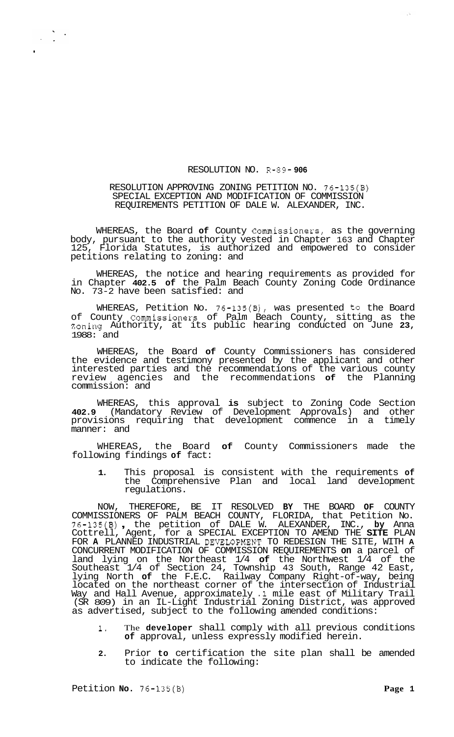RESOLUTION NO. R-89-906

RESOLUTION APPROVING ZONING PETITION NO. 76-135(B) SPECIAL EXCEPTION AND MODIFICATION OF COMMISSION REQUIREMENTS PETITION OF DALE W. ALEXANDER, INC.

WHEREAS, the Board of County Commissioners, as the governing body, pursuant to the authority vested in Chapter 163 and Chapter 125, Florida Statutes, is authorized and empowered to consider petitions relating to zoning: and

WHEREAS, the notice and hearing requirements as provided for in Chapter 402.5 of the Palm Beach County Zoning Code Ordinance No. 73-2 have been satisfied: and

WHEREAS, Petition No. 76-135(B), was presented to the Board of County Commissioners of Palm Beach County, sitting as the Zoning Authority, at its public hearing conducted on June 23, 1988: and

WHEREAS, the Board of County Commissioners has considered the evidence and testimony presented by the applicant and other interested parties and the recommendations of the various county review agencies and the recommendations of the Planning commission: and

WHEREAS, this approval is subject to Zoning Code Section 402.9 (Mandatory Review of Development Approvals) and other provisions requiring that development commence in a timely manner: and

WHEREAS, the Board of County Commissioners made the following findings of fact:

1. This proposal is consistent with the requirements of the Comprehensive Plan and local land development regulations.

NOW, THEREFORE, BE IT RESOLVED BY THE BOARD OF COUNTY COMMISSIONERS OF PALM BEACH COUNTY, FLORIDA, that Petition No. 76-135(B), the petition of DALE W. ALEXANDER, INC., by Anna Cottrell, Agent, for a SPECIAL EXCEPTION TO AMEND THE SITE PLAN FOR A PLANNED INDUSTRIAL DEVELOPMENT TO REDESIGN THE SITE, WITH A CONCURRENT MODIFICATION OF COMMISSION REQUIREMENTS on a parcel of land lying on the Northeast 1/4 of the Northwest 1/4 of the Southeast 1/4 of Section 24, Township 43 South, Range 42 East, lying North of the F.E.C. Railway Company Right-of-way, being located on the northeast corner of the intersection of Industrial Way and Hall Avenue, approximately .1 mile east of Military Trail (SR 809) in an IL-Light Industrial Zoning District, was approved as advertised, subject to the following amended conditions:

1. The developer shall comply with all previous conditions of approval, unless expressly modified herein.
2. Prior to certification the site plan shall be amended to indicate the following: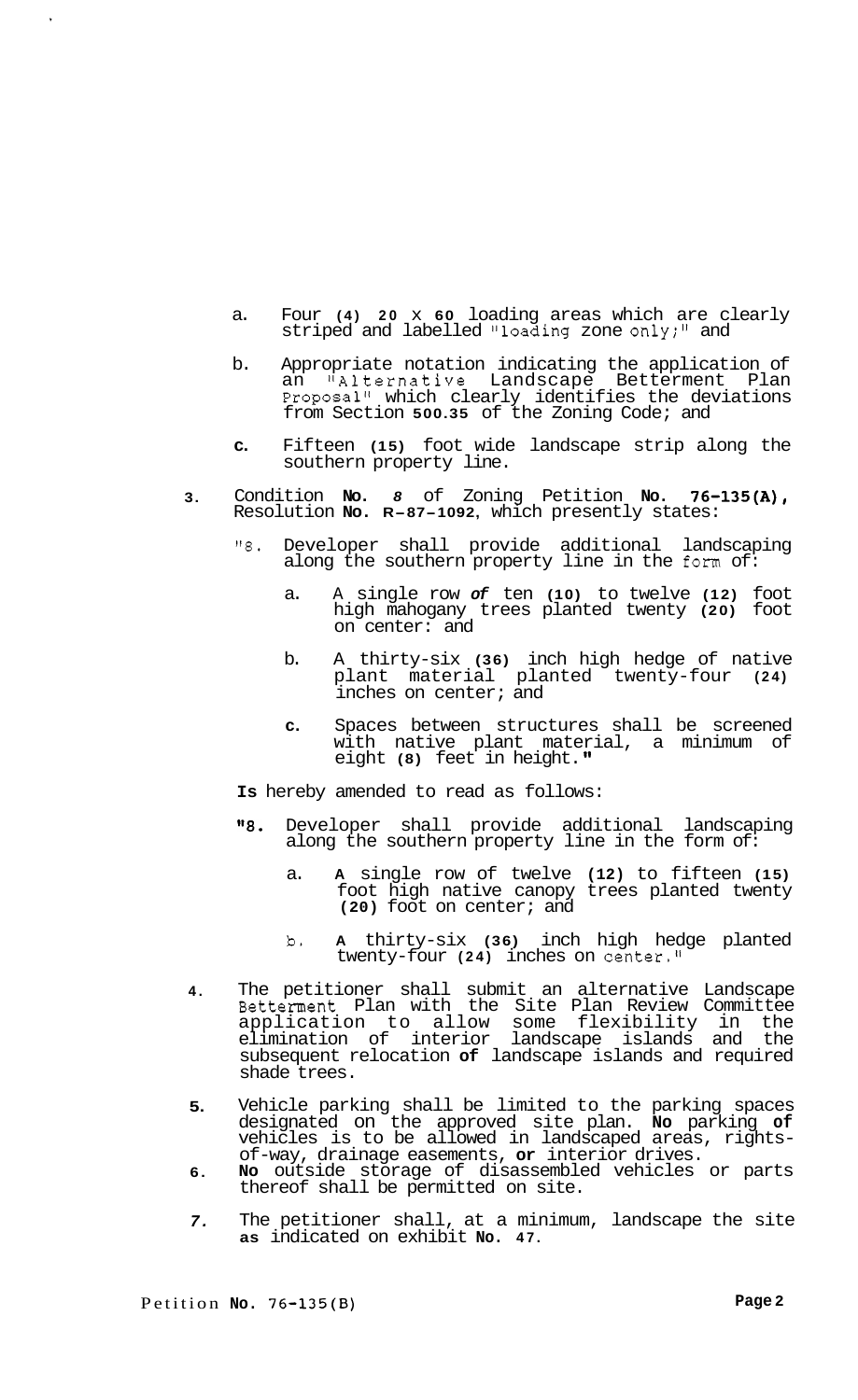a. Four (4) 20 x 60 loading areas which are clearly striped and labelled "loading zone only;" and

b. Appropriate notation indicating the application of an "Alternative Landscape Betterment Plan Proposal" which clearly identifies the deviations from Section 500.35 of the Zoning Code; and

c. Fifteen (15) foot wide landscape strip along the southern property line.

3. Condition No. 8 of Zoning Petition No. 76-135(A), Resolution No. R-87-1092, which presently states:

"8. Developer shall provide additional landscaping along the southern property line in the form of:

a. A single row of ten (10) to twelve (12) foot high mahogany trees planted twenty (20) foot on center: and

b. A thirty-six (36) inch high hedge of native plant material planted twenty-four (24) inches on center; and

c. Spaces between structures shall be screened with native plant material, a minimum of eight (8) feet in height."

Is hereby amended to read as follows:

"8. Developer shall provide additional landscaping along the southern property line in the form of:

a. A single row of twelve (12) to fifteen (15) foot high native canopy trees planted twenty (20) foot on center; and

b. A thirty-six (36) inch high hedge planted twenty-four (24) inches on center."

4. The petitioner shall submit an alternative Landscape Betterment Plan with the Site Plan Review Committee application to allow some flexibility in the elimination of interior landscape islands and the subsequent relocation of landscape islands and required shade trees.

5. Vehicle parking shall be limited to the parking spaces designated on the approved site plan. No parking of vehicles is to be allowed in landscaped areas, rights-of-way, drainage easements, or interior drives.

6. No outside storage of disassembled vehicles or parts thereof shall be permitted on site.

7. The petitioner shall, at a minimum, landscape the site as indicated on exhibit No. 47.

Petition No. 76-135(B)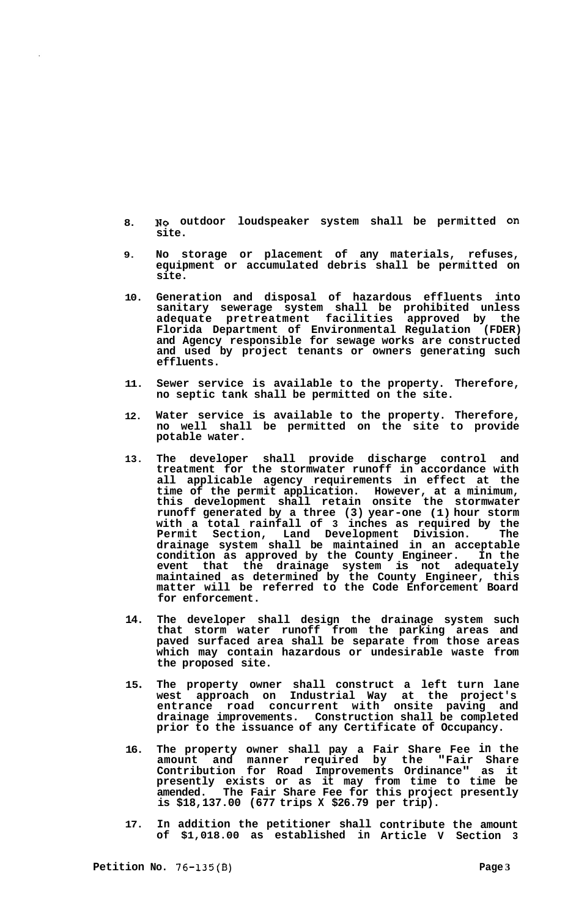8. No outdoor loudspeaker system shall be permitted on site.

9. No storage or placement of any materials, refuses, equipment or accumulated debris shall be permitted on site.

10. Generation and disposal of hazardous effluents into sanitary sewerage system shall be prohibited unless adequate pretreatment facilities approved by the Florida Department of Environmental Regulation (FDER) and Agency responsible for sewage works are constructed and used by project tenants or owners generating such effluents.

11. Sewer service is available to the property. Therefore, no septic tank shall be permitted on the site.

12. Water service is available to the property. Therefore, no well shall be permitted on the site to provide potable water.

13. The developer shall provide discharge control and treatment for the stormwater runoff in accordance with all applicable agency requirements in effect at the time of the permit application. However, at a minimum, this development shall retain onsite the stormwater runoff generated by a three (3) year-one (1) hour storm with a total rainfall of 3 inches as required by the Permit Section, Land Development Division. The drainage system shall be maintained in an acceptable condition as approved by the County Engineer. In the event that the drainage system is not adequately maintained as determined by the County Engineer, this matter will be referred to the Code Enforcement Board for enforcement.

14. The developer shall design the drainage system such that storm water runoff from the parking areas and paved surfaced area shall be separate from those areas which may contain hazardous or undesirable waste from the proposed site.

15. The property owner shall construct a left turn lane west approach on Industrial Way at the project's entrance road concurrent with onsite paving and drainage improvements. Construction shall be completed prior to the issuance of any Certificate of Occupancy.

16. The property owner shall pay a Fair Share Fee in the amount and manner required by the "Fair Share Contribution for Road Improvements Ordinance" as it presently exists or as it may from time to time be amended. The Fair Share Fee for this project presently is $18,137.00 (677 trips X $26.79 per trip).

17. In addition the petitioner shall contribute the amount of $1,018.00 as established in Article V Section 3

**Petition No.** 76-135(B)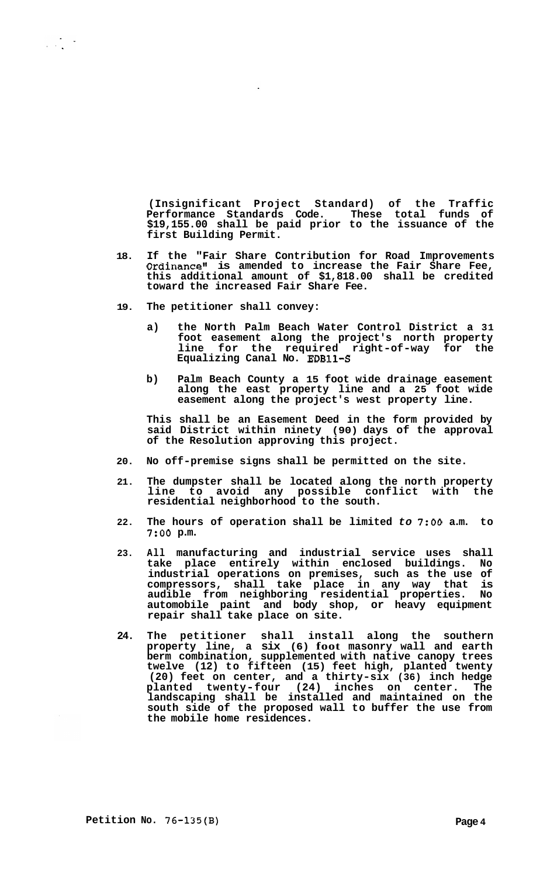**(Insignificant Project Standard) of the Traffic Performance Standards Code. These total funds of $19,155.00 shall be paid prior to the issuance of the first Building Permit.**

18. **If the "Fair Share Contribution for Road Improvements Ordinance" is amended to increase the Fair Share Fee, this additional amount of $1,818.00 shall be credited toward the increased Fair Share Fee.**

19. **The petitioner shall convey:**

    a) **the North Palm Beach Water Control District a 31 foot easement along the project's north property line for the required right-of-way for the Equalizing Canal No. EDB11-S**

    b) **Palm Beach County a 15 foot wide drainage easement along the east property line and a 25 foot wide easement along the project's west property line.**

    **This shall be an Easement Deed in the form provided by said District within ninety (90) days of the approval of the Resolution approving this project.**

20. **No off-premise signs shall be permitted on the site.**

21. **The dumpster shall be located along the north property line to avoid any possible conflict with the residential neighborhood to the south.**

22. **The hours of operation shall be limited to 7:00 a.m. to 7:00 p.m.**

23. **All manufacturing and industrial service uses shall take place entirely within enclosed buildings. No industrial operations on premises, such as the use of compressors, shall take place in any way that is audible from neighboring residential properties. No automobile paint and body shop, or heavy equipment repair shall take place on site.**

24. **The petitioner shall install along the southern property line, a six (6) foot masonry wall and earth berm combination, supplemented with native canopy trees twelve (12) to fifteen (15) feet high, planted twenty (20) feet on center, and a thirty-six (36) inch hedge planted twenty-four (24) inches on center. The landscaping shall be installed and maintained on the south side of the proposed wall to buffer the use from the mobile home residences.**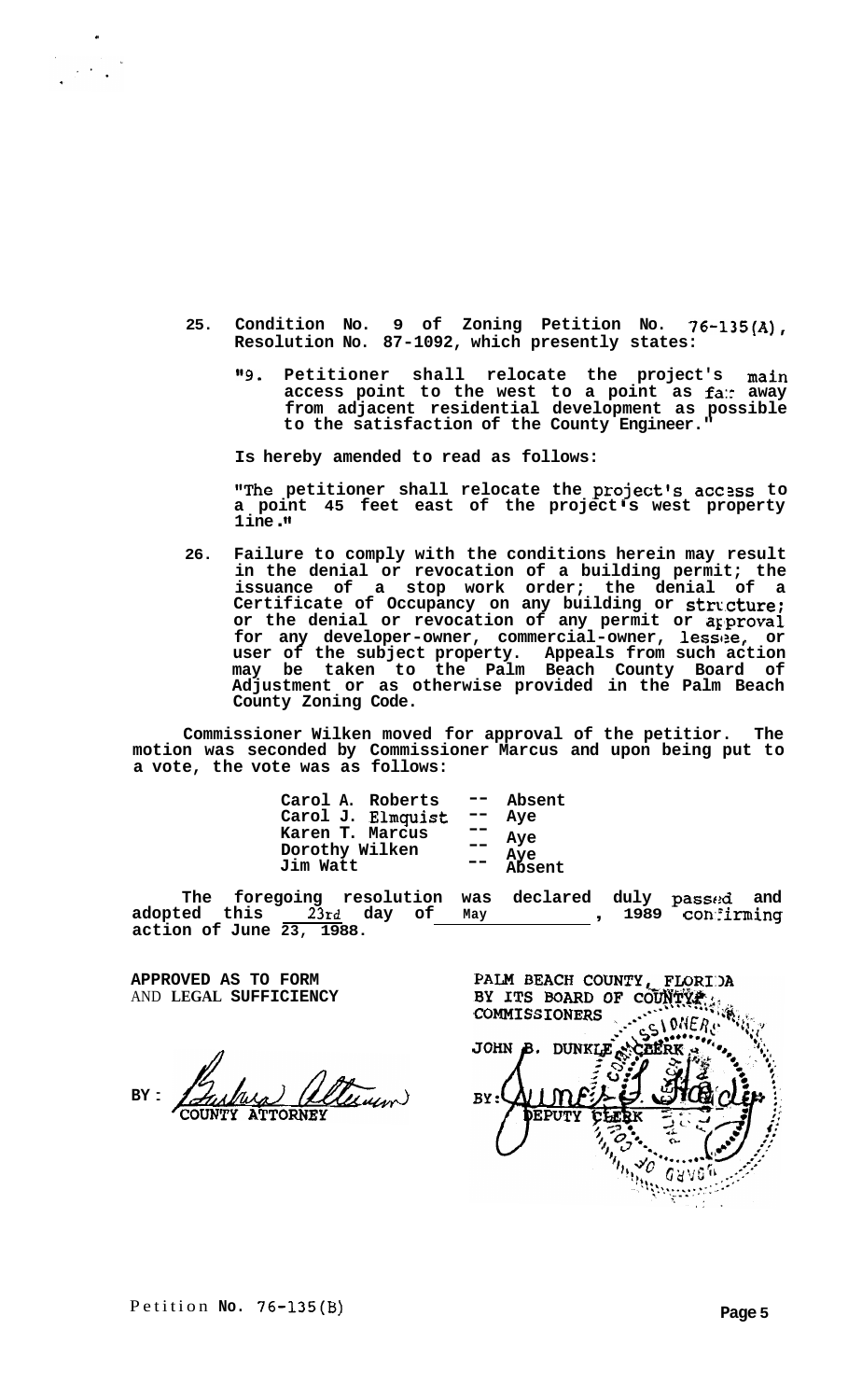25. Condition No. 9 of Zoning Petition No. 76-135(A), Resolution No. 87-1092, which presently states:

"9. Petitioner shall relocate the project's main access point to the west to a point as far away from adjacent residential development as possible to the satisfaction of the County Engineer."

Is hereby amended to read as follows:

"The petitioner shall relocate the project's access to a point 45 feet east of the project's west property line."

26. Failure to comply with the conditions herein may result in the denial or revocation of a building permit; the issuance of a stop work order; the denial of a Certificate of Occupancy on any building or structure; or the denial or revocation of any permit or approval for any developer-owner, commercial-owner, lessee, or user of the subject property. Appeals from such action may be taken to the Palm Beach County Board of Adjustment or as otherwise provided in the Palm Beach County Zoning Code.

Commissioner Wilken moved for approval of the petition. The motion was seconded by Commissioner Marcus and upon being put to a vote, the vote was as follows:

| | | |
|---|---|---|
| Carol A. Roberts | -- | Absent |
| Carol J. Elmquist | -- | Aye |
| Karen T. Marcus | -- | Aye |
| Dorothy Wilken | -- | Aye |
| Jim Watt | -- | Absent |

The foregoing resolution was declared duly passed and adopted this 23rd day of May, 1989 confirming action of June 23, 1988.

APPROVED AS TO FORM AND LEGAL SUFFICIENCY

BY: [signature]
COUNTY ATTORNEY

PALM BEACH COUNTY, FLORIDA
BY ITS BOARD OF COUNTY COMMISSIONERS

JOHN B. DUNKLE, CLERK

BY: [signature]
DEPUTY CLERK

Petition No. 76-135(B)